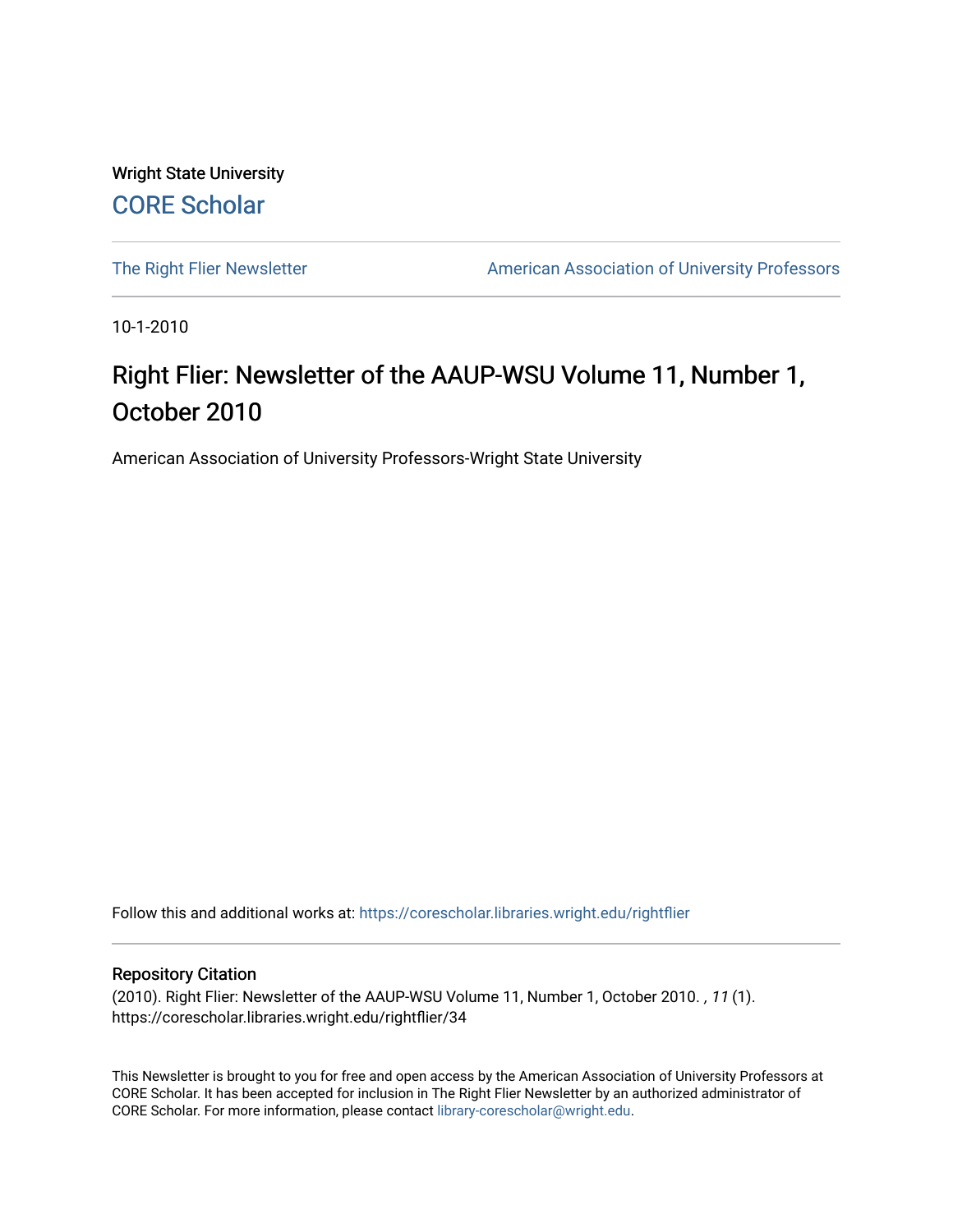Wright State University

CORE Scholar

The Right Flier Newsletter

American Association of University Professors

10-1-2010

# Right Flier: Newsletter of the AAUP-WSU Volume 11, Number 1, October 2010

American Association of University Professors-Wright State University

Follow this and additional works at: https://corescholar.libraries.wright.edu/rightflier

## Repository Citation

(2010). Right Flier: Newsletter of the AAUP-WSU Volume 11, Number 1, October 2010. , *11* (1). https://corescholar.libraries.wright.edu/rightflier/34

This Newsletter is brought to you for free and open access by the American Association of University Professors at CORE Scholar. It has been accepted for inclusion in The Right Flier Newsletter by an authorized administrator of CORE Scholar. For more information, please contact library-corescholar@wright.edu.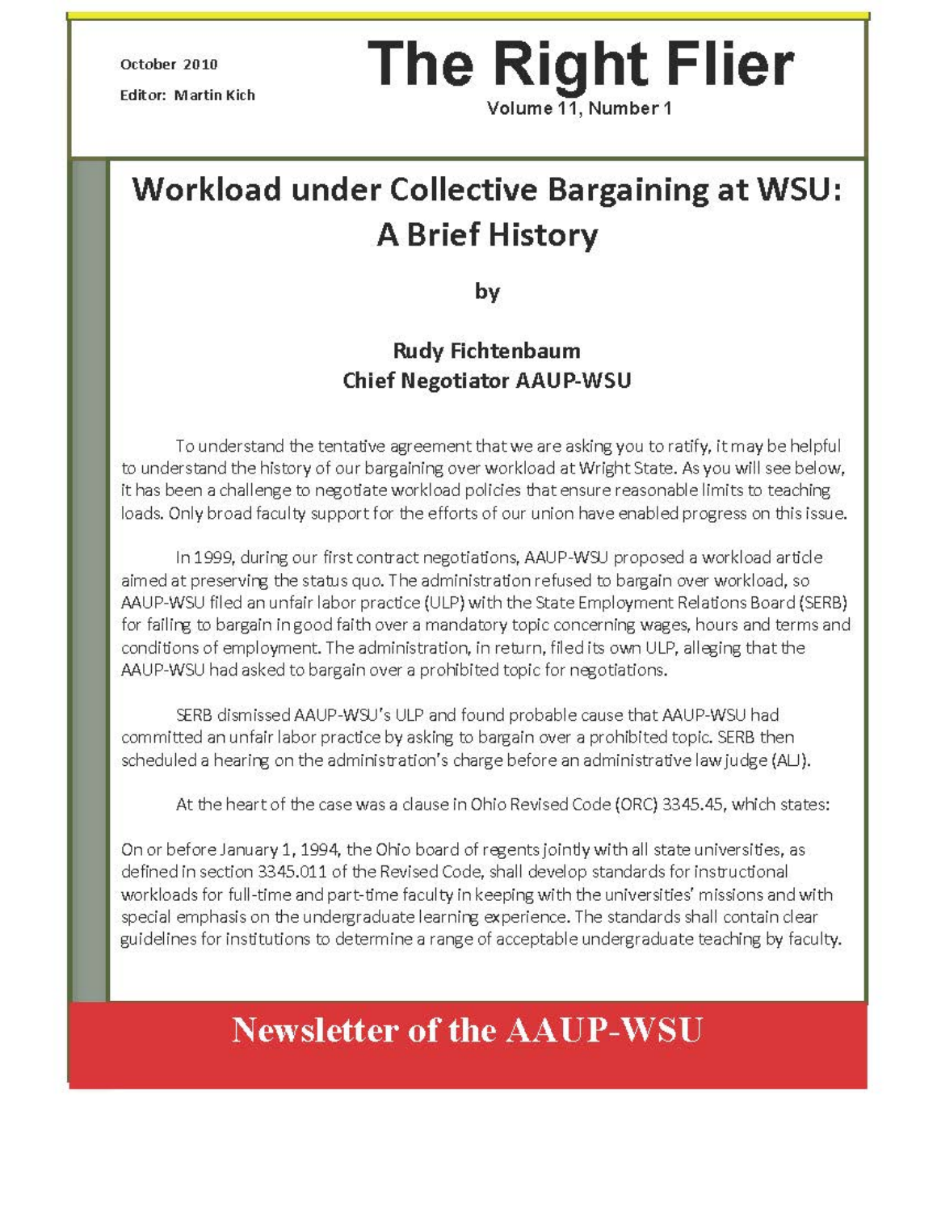October 2010

Editor: Martin Kich

# The Right Flier

Volume 11, Number 1

## Workload under Collective Bargaining at WSU: A Brief History

by

**Rudy Fichtenbaum**
**Chief Negotiator AAUP-WSU**

To understand the tentative agreement that we are asking you to ratify, it may be helpful to understand the history of our bargaining over workload at Wright State. As you will see below, it has been a challenge to negotiate workload policies that ensure reasonable limits to teaching loads. Only broad faculty support for the efforts of our union have enabled progress on this issue.

In 1999, during our first contract negotiations, AAUP-WSU proposed a workload article aimed at preserving the status quo. The administration refused to bargain over workload, so AAUP-WSU filed an unfair labor practice (ULP) with the State Employment Relations Board (SERB) for failing to bargain in good faith over a mandatory topic concerning wages, hours and terms and conditions of employment. The administration, in return, filed its own ULP, alleging that the AAUP-WSU had asked to bargain over a prohibited topic for negotiations.

SERB dismissed AAUP-WSU's ULP and found probable cause that AAUP-WSU had committed an unfair labor practice by asking to bargain over a prohibited topic. SERB then scheduled a hearing on the administration's charge before an administrative law judge (ALJ).

At the heart of the case was a clause in Ohio Revised Code (ORC) 3345.45, which states:

On or before January 1, 1994, the Ohio board of regents jointly with all state universities, as defined in section 3345.011 of the Revised Code, shall develop standards for instructional workloads for full-time and part-time faculty in keeping with the universities' missions and with special emphasis on the undergraduate learning experience. The standards shall contain clear guidelines for institutions to determine a range of acceptable undergraduate teaching by faculty.

Newsletter of the AAUP-WSU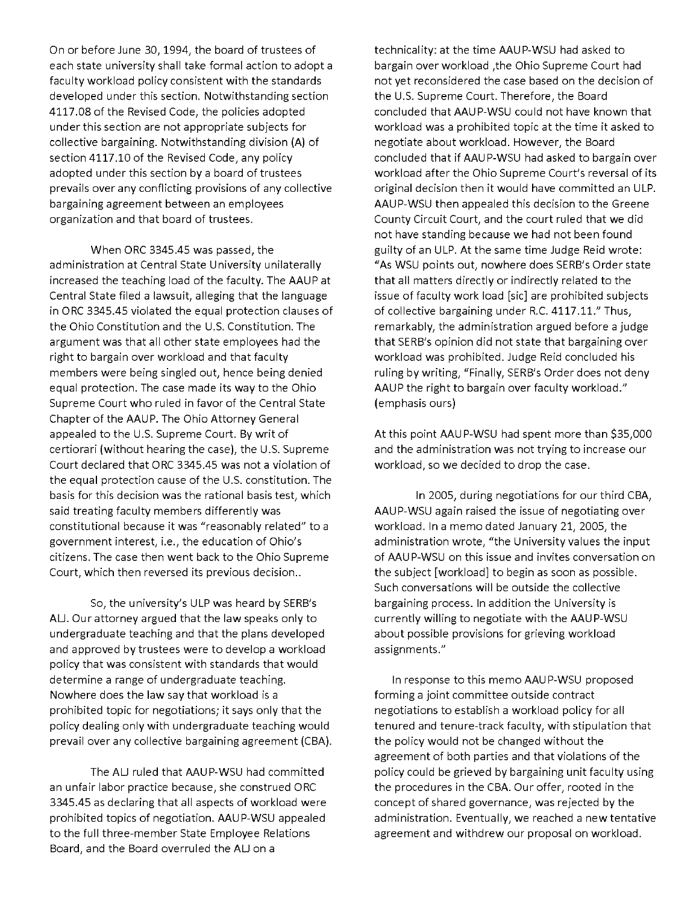On or before June 30, 1994, the board of trustees of each state university shall take formal action to adopt a faculty workload policy consistent with the standards developed under this section. Notwithstanding section 4117.08 of the Revised Code, the policies adopted under this section are not appropriate subjects for collective bargaining. Notwithstanding division (A) of section 4117.10 of the Revised Code, any policy adopted under this section by a board of trustees prevails over any conflicting provisions of any collective bargaining agreement between an employees organization and that board of trustees.

When ORC 3345.45 was passed, the administration at Central State University unilaterally increased the teaching load of the faculty. The AAUP at Central State filed a lawsuit, alleging that the language in ORC 3345.45 violated the equal protection clauses of the Ohio Constitution and the U.S. Constitution. The argument was that all other state employees had the right to bargain over workload and that faculty members were being singled out, hence being denied equal protection. The case made its way to the Ohio Supreme Court who ruled in favor of the Central State Chapter of the AAUP. The Ohio Attorney General appealed to the U.S. Supreme Court. By writ of certiorari (without hearing the case), the U.S. Supreme Court declared that ORC 3345.45 was not a violation of the equal protection cause of the U.S. constitution. The basis for this decision was the rational basis test, which said treating faculty members differently was constitutional because it was "reasonably related" to a government interest, i.e., the education of Ohio's citizens. The case then went back to the Ohio Supreme Court, which then reversed its previous decision..

So, the university's ULP was heard by SERB's ALJ. Our attorney argued that the law speaks only to undergraduate teaching and that the plans developed and approved by trustees were to develop a workload policy that was consistent with standards that would determine a range of undergraduate teaching. Nowhere does the law say that workload is a prohibited topic for negotiations; it says only that the policy dealing only with undergraduate teaching would prevail over any collective bargaining agreement (CBA).

The ALJ ruled that AAUP-WSU had committed an unfair labor practice because, she construed ORC 3345.45 as declaring that all aspects of workload were prohibited topics of negotiation. AAUP-WSU appealed to the full three-member State Employee Relations Board, and the Board overruled the ALJ on a technicality: at the time AAUP-WSU had asked to bargain over workload ,the Ohio Supreme Court had not yet reconsidered the case based on the decision of the U.S. Supreme Court. Therefore, the Board concluded that AAUP-WSU could not have known that workload was a prohibited topic at the time it asked to negotiate about workload. However, the Board concluded that if AAUP-WSU had asked to bargain over workload after the Ohio Supreme Court's reversal of its original decision then it would have committed an ULP. AAUP-WSU then appealed this decision to the Greene County Circuit Court, and the court ruled that we did not have standing because we had not been found guilty of an ULP. At the same time Judge Reid wrote: "As WSU points out, nowhere does SERB's Order state that all matters directly or indirectly related to the issue of faculty work load [sic] are prohibited subjects of collective bargaining under R.C. 4117.11." Thus, remarkably, the administration argued before a judge that SERB's opinion did not state that bargaining over workload was prohibited. Judge Reid concluded his ruling by writing, "Finally, SERB's Order does not deny AAUP the right to bargain over faculty workload." (emphasis ours)

At this point AAUP-WSU had spent more than $35,000 and the administration was not trying to increase our workload, so we decided to drop the case.

In 2005, during negotiations for our third CBA, AAUP-WSU again raised the issue of negotiating over workload. In a memo dated January 21, 2005, the administration wrote, "the University values the input of AAUP-WSU on this issue and invites conversation on the subject [workload] to begin as soon as possible. Such conversations will be outside the collective bargaining process. In addition the University is currently willing to negotiate with the AAUP-WSU about possible provisions for grieving workload assignments."

In response to this memo AAUP-WSU proposed forming a joint committee outside contract negotiations to establish a workload policy for all tenured and tenure-track faculty, with stipulation that the policy would not be changed without the agreement of both parties and that violations of the policy could be grieved by bargaining unit faculty using the procedures in the CBA. Our offer, rooted in the concept of shared governance, was rejected by the administration. Eventually, we reached a new tentative agreement and withdrew our proposal on workload.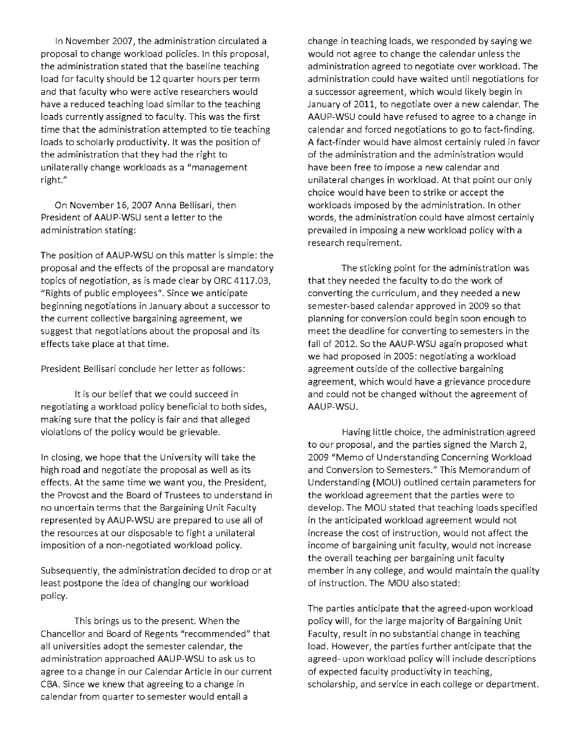In November 2007, the administration circulated a proposal to change workload policies. In this proposal, the administration stated that the baseline teaching load for faculty should be 12 quarter hours per term and that faculty who were active researchers would have a reduced teaching load similar to the teaching loads currently assigned to faculty. This was the first time that the administration attempted to tie teaching loads to scholarly productivity. It was the position of the administration that they had the right to unilaterally change workloads as a "management right."

On November 16, 2007 Anna Bellisari, then President of AAUP-WSU sent a letter to the administration stating:

The position of AAUP-WSU on this matter is simple: the proposal and the effects of the proposal are mandatory topics of negotiation, as is made clear by ORC 4117.03, "Rights of public employees". Since we anticipate beginning negotiations in January about a successor to the current collective bargaining agreement, we suggest that negotiations about the proposal and its effects take place at that time.

President Bellisari conclude her letter as follows:

It is our belief that we could succeed in negotiating a workload policy beneficial to both sides, making sure that the policy is fair and that alleged violations of the policy would be grievable.

In closing, we hope that the University will take the high road and negotiate the proposal as well as its effects. At the same time we want you, the President, the Provost and the Board of Trustees to understand in no uncertain terms that the Bargaining Unit Faculty represented by AAUP-WSU are prepared to use all of the resources at our disposable to fight a unilateral imposition of a non-negotiated workload policy.

Subsequently, the administration decided to drop or at least postpone the idea of changing our workload policy.

This brings us to the present. When the Chancellor and Board of Regents "recommended" that all universities adopt the semester calendar, the administration approached AAUP-WSU to ask us to agree to a change in our Calendar Article in our current CBA. Since we knew that agreeing to a change in calendar from quarter to semester would entail a change in teaching loads, we responded by saying we would not agree to change the calendar unless the administration agreed to negotiate over workload. The administration could have waited until negotiations for a successor agreement, which would likely begin in January of 2011, to negotiate over a new calendar. The AAUP-WSU could have refused to agree to a change in calendar and forced negotiations to go to fact-finding. A fact-finder would have almost certainly ruled in favor of the administration and the administration would have been free to impose a new calendar and unilateral changes in workload. At that point our only choice would have been to strike or accept the workloads imposed by the administration. In other words, the administration could have almost certainly prevailed in imposing a new workload policy with a research requirement.

The sticking point for the administration was that they needed the faculty to do the work of converting the curriculum, and they needed a new semester-based calendar approved in 2009 so that planning for conversion could begin soon enough to meet the deadline for converting to semesters in the fall of 2012. So the AAUP-WSU again proposed what we had proposed in 2005: negotiating a workload agreement outside of the collective bargaining agreement, which would have a grievance procedure and could not be changed without the agreement of AAUP-WSU.

Having little choice, the administration agreed to our proposal, and the parties signed the March 2, 2009 "Memo of Understanding Concerning Workload and Conversion to Semesters." This Memorandum of Understanding (MOU) outlined certain parameters for the workload agreement that the parties were to develop. The MOU stated that teaching loads specified in the anticipated workload agreement would not increase the cost of instruction, would not affect the income of bargaining unit faculty, would not increase the overall teaching per bargaining unit faculty member in any college, and would maintain the quality of instruction. The MOU also stated:

The parties anticipate that the agreed-upon workload policy will, for the large majority of Bargaining Unit Faculty, result in no substantial change in teaching load. However, the parties further anticipate that the agreed- upon workload policy will include descriptions of expected faculty productivity in teaching, scholarship, and service in each college or department.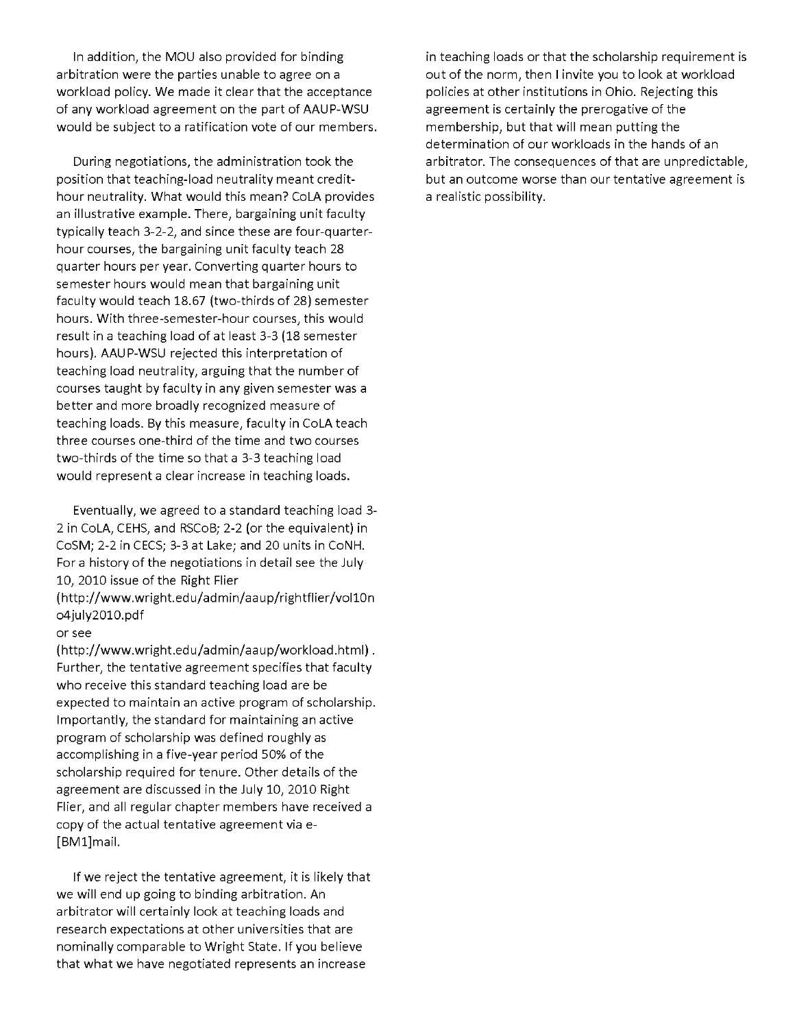In addition, the MOU also provided for binding arbitration were the parties unable to agree on a workload policy. We made it clear that the acceptance of any workload agreement on the part of AAUP-WSU would be subject to a ratification vote of our members.

During negotiations, the administration took the position that teaching-load neutrality meant credit-hour neutrality. What would this mean? CoLA provides an illustrative example. There, bargaining unit faculty typically teach 3-2-2, and since these are four-quarter-hour courses, the bargaining unit faculty teach 28 quarter hours per year. Converting quarter hours to semester hours would mean that bargaining unit faculty would teach 18.67 (two-thirds of 28) semester hours. With three-semester-hour courses, this would result in a teaching load of at least 3-3 (18 semester hours). AAUP-WSU rejected this interpretation of teaching load neutrality, arguing that the number of courses taught by faculty in any given semester was a better and more broadly recognized measure of teaching loads. By this measure, faculty in CoLA teach three courses one-third of the time and two courses two-thirds of the time so that a 3-3 teaching load would represent a clear increase in teaching loads.

Eventually, we agreed to a standard teaching load 3-2 in CoLA, CEHS, and RSCoB; 2-2 (or the equivalent) in CoSM; 2-2 in CECS; 3-3 at Lake; and 20 units in CoNH. For a history of the negotiations in detail see the July 10, 2010 issue of the Right Flier (http://www.wright.edu/admin/aaup/rightflier/vol10no4july2010.pdf or see (http://www.wright.edu/admin/aaup/workload.html). Further, the tentative agreement specifies that faculty who receive this standard teaching load are be expected to maintain an active program of scholarship. Importantly, the standard for maintaining an active program of scholarship was defined roughly as accomplishing in a five-year period 50% of the scholarship required for tenure. Other details of the agreement are discussed in the July 10, 2010 Right Flier, and all regular chapter members have received a copy of the actual tentative agreement via e-[BM1]mail.

If we reject the tentative agreement, it is likely that we will end up going to binding arbitration. An arbitrator will certainly look at teaching loads and research expectations at other universities that are nominally comparable to Wright State. If you believe that what we have negotiated represents an increase in teaching loads or that the scholarship requirement is out of the norm, then I invite you to look at workload policies at other institutions in Ohio. Rejecting this agreement is certainly the prerogative of the membership, but that will mean putting the determination of our workloads in the hands of an arbitrator. The consequences of that are unpredictable, but an outcome worse than our tentative agreement is a realistic possibility.